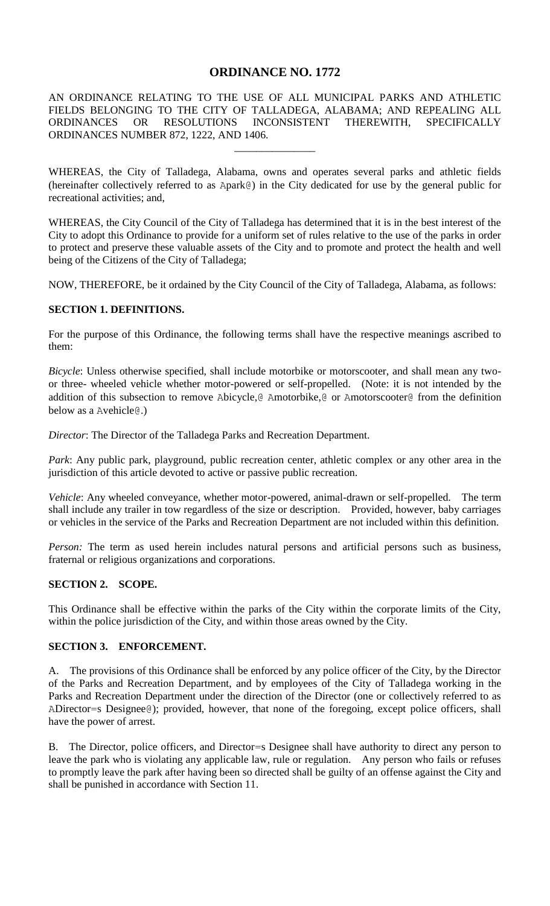# ORDINANCE NO. 1772

AN ORDINANCE RELATING TO THE USE OF ALL MUNICIPAL PARKS AND ATHLETIC FIELDS BELONGING TO THE CITY OF TALLADEGA, ALABAMA; AND REPEALING ALL ORDINANCES OR RESOLUTIONS INCONSISTENT THEREWITH, SPECIFICALLY ORDINANCES NUMBER 872, 1222, AND 1406.

---

WHEREAS, the City of Talladega, Alabama, owns and operates several parks and athletic fields (hereinafter collectively referred to as Apark@) in the City dedicated for use by the general public for recreational activities; and,

WHEREAS, the City Council of the City of Talladega has determined that it is in the best interest of the City to adopt this Ordinance to provide for a uniform set of rules relative to the use of the parks in order to protect and preserve these valuable assets of the City and to promote and protect the health and well being of the Citizens of the City of Talladega;

NOW, THEREFORE, be it ordained by the City Council of the City of Talladega, Alabama, as follows:

## SECTION 1. DEFINITIONS.

For the purpose of this Ordinance, the following terms shall have the respective meanings ascribed to them:

*Bicycle*: Unless otherwise specified, shall include motorbike or motorscooter, and shall mean any two- or three- wheeled vehicle whether motor-powered or self-propelled. (Note: it is not intended by the addition of this subsection to remove Abicycle,@ Amotorbike,@ or Amotorscooter@ from the definition below as a Avehicle@.)

*Director*: The Director of the Talladega Parks and Recreation Department.

*Park*: Any public park, playground, public recreation center, athletic complex or any other area in the jurisdiction of this article devoted to active or passive public recreation.

*Vehicle*: Any wheeled conveyance, whether motor-powered, animal-drawn or self-propelled. The term shall include any trailer in tow regardless of the size or description. Provided, however, baby carriages or vehicles in the service of the Parks and Recreation Department are not included within this definition.

*Person:* The term as used herein includes natural persons and artificial persons such as business, fraternal or religious organizations and corporations.

## SECTION 2. SCOPE.

This Ordinance shall be effective within the parks of the City within the corporate limits of the City, within the police jurisdiction of the City, and within those areas owned by the City.

## SECTION 3. ENFORCEMENT.

A. The provisions of this Ordinance shall be enforced by any police officer of the City, by the Director of the Parks and Recreation Department, and by employees of the City of Talladega working in the Parks and Recreation Department under the direction of the Director (one or collectively referred to as ADirector=s Designee@); provided, however, that none of the foregoing, except police officers, shall have the power of arrest.

B. The Director, police officers, and Director=s Designee shall have authority to direct any person to leave the park who is violating any applicable law, rule or regulation. Any person who fails or refuses to promptly leave the park after having been so directed shall be guilty of an offense against the City and shall be punished in accordance with Section 11.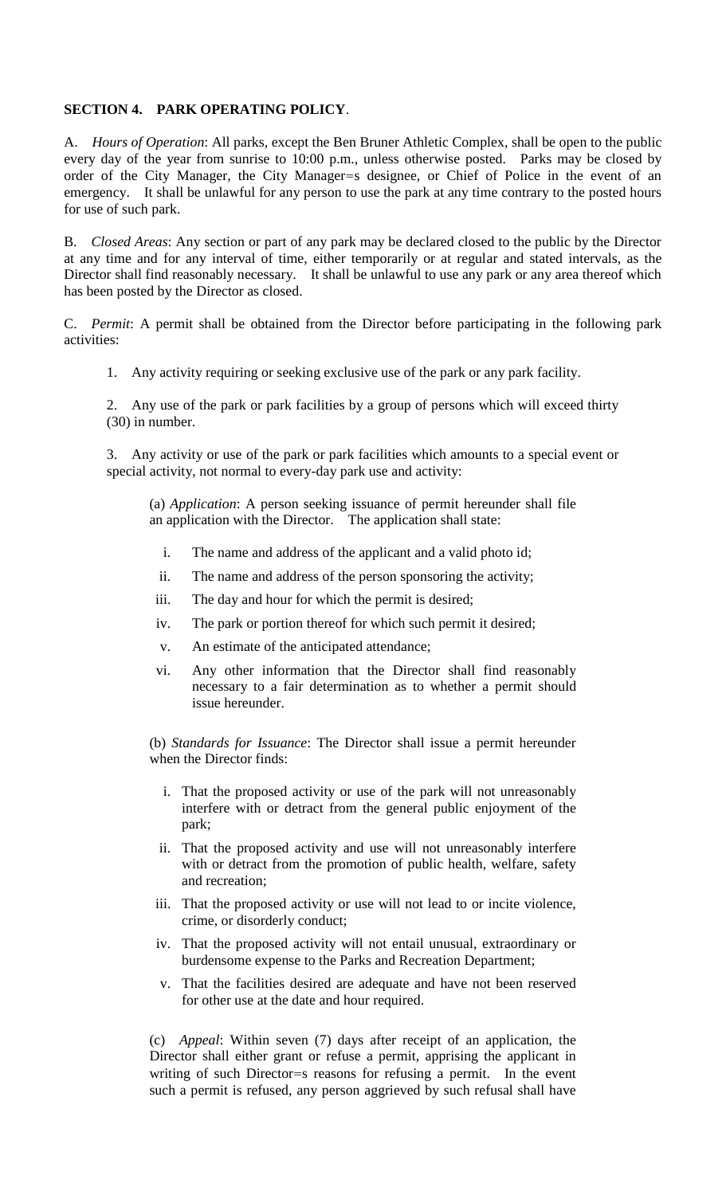**SECTION 4. PARK OPERATING POLICY**.

A. *Hours of Operation*: All parks, except the Ben Bruner Athletic Complex, shall be open to the public every day of the year from sunrise to 10:00 p.m., unless otherwise posted. Parks may be closed by order of the City Manager, the City Manager=s designee, or Chief of Police in the event of an emergency. It shall be unlawful for any person to use the park at any time contrary to the posted hours for use of such park.

B. *Closed Areas*: Any section or part of any park may be declared closed to the public by the Director at any time and for any interval of time, either temporarily or at regular and stated intervals, as the Director shall find reasonably necessary. It shall be unlawful to use any park or any area thereof which has been posted by the Director as closed.

C. *Permit*: A permit shall be obtained from the Director before participating in the following park activities:

1. Any activity requiring or seeking exclusive use of the park or any park facility.

2. Any use of the park or park facilities by a group of persons which will exceed thirty (30) in number.

3. Any activity or use of the park or park facilities which amounts to a special event or special activity, not normal to every-day park use and activity:

   (a) *Application*: A person seeking issuance of permit hereunder shall file an application with the Director. The application shall state:

   i. The name and address of the applicant and a valid photo id;
   ii. The name and address of the person sponsoring the activity;
   iii. The day and hour for which the permit is desired;
   iv. The park or portion thereof for which such permit it desired;
   v. An estimate of the anticipated attendance;
   vi. Any other information that the Director shall find reasonably necessary to a fair determination as to whether a permit should issue hereunder.

   (b) *Standards for Issuance*: The Director shall issue a permit hereunder when the Director finds:

   i. That the proposed activity or use of the park will not unreasonably interfere with or detract from the general public enjoyment of the park;
   ii. That the proposed activity and use will not unreasonably interfere with or detract from the promotion of public health, welfare, safety and recreation;
   iii. That the proposed activity or use will not lead to or incite violence, crime, or disorderly conduct;
   iv. That the proposed activity will not entail unusual, extraordinary or burdensome expense to the Parks and Recreation Department;
   v. That the facilities desired are adequate and have not been reserved for other use at the date and hour required.

   (c) *Appeal*: Within seven (7) days after receipt of an application, the Director shall either grant or refuse a permit, apprising the applicant in writing of such Director=s reasons for refusing a permit. In the event such a permit is refused, any person aggrieved by such refusal shall have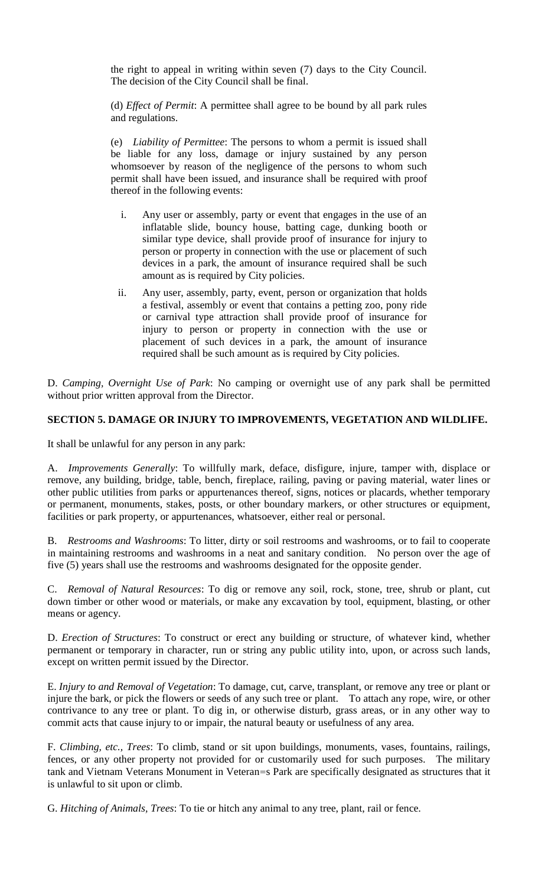the right to appeal in writing within seven (7) days to the City Council. The decision of the City Council shall be final.

(d) *Effect of Permit*: A permittee shall agree to be bound by all park rules and regulations.

(e) *Liability of Permittee*: The persons to whom a permit is issued shall be liable for any loss, damage or injury sustained by any person whomsoever by reason of the negligence of the persons to whom such permit shall have been issued, and insurance shall be required with proof thereof in the following events:

i. Any user or assembly, party or event that engages in the use of an inflatable slide, bouncy house, batting cage, dunking booth or similar type device, shall provide proof of insurance for injury to person or property in connection with the use or placement of such devices in a park, the amount of insurance required shall be such amount as is required by City policies.

ii. Any user, assembly, party, event, person or organization that holds a festival, assembly or event that contains a petting zoo, pony ride or carnival type attraction shall provide proof of insurance for injury to person or property in connection with the use or placement of such devices in a park, the amount of insurance required shall be such amount as is required by City policies.

D. *Camping, Overnight Use of Park*: No camping or overnight use of any park shall be permitted without prior written approval from the Director.

**SECTION 5. DAMAGE OR INJURY TO IMPROVEMENTS, VEGETATION AND WILDLIFE.**

It shall be unlawful for any person in any park:

A. *Improvements Generally*: To willfully mark, deface, disfigure, injure, tamper with, displace or remove, any building, bridge, table, bench, fireplace, railing, paving or paving material, water lines or other public utilities from parks or appurtenances thereof, signs, notices or placards, whether temporary or permanent, monuments, stakes, posts, or other boundary markers, or other structures or equipment, facilities or park property, or appurtenances, whatsoever, either real or personal.

B. *Restrooms and Washrooms*: To litter, dirty or soil restrooms and washrooms, or to fail to cooperate in maintaining restrooms and washrooms in a neat and sanitary condition. No person over the age of five (5) years shall use the restrooms and washrooms designated for the opposite gender.

C. *Removal of Natural Resources*: To dig or remove any soil, rock, stone, tree, shrub or plant, cut down timber or other wood or materials, or make any excavation by tool, equipment, blasting, or other means or agency.

D. *Erection of Structures*: To construct or erect any building or structure, of whatever kind, whether permanent or temporary in character, run or string any public utility into, upon, or across such lands, except on written permit issued by the Director.

E. *Injury to and Removal of Vegetation*: To damage, cut, carve, transplant, or remove any tree or plant or injure the bark, or pick the flowers or seeds of any such tree or plant. To attach any rope, wire, or other contrivance to any tree or plant. To dig in, or otherwise disturb, grass areas, or in any other way to commit acts that cause injury to or impair, the natural beauty or usefulness of any area.

F. *Climbing, etc., Trees*: To climb, stand or sit upon buildings, monuments, vases, fountains, railings, fences, or any other property not provided for or customarily used for such purposes. The military tank and Vietnam Veterans Monument in Veteran=s Park are specifically designated as structures that it is unlawful to sit upon or climb.

G. *Hitching of Animals, Trees*: To tie or hitch any animal to any tree, plant, rail or fence.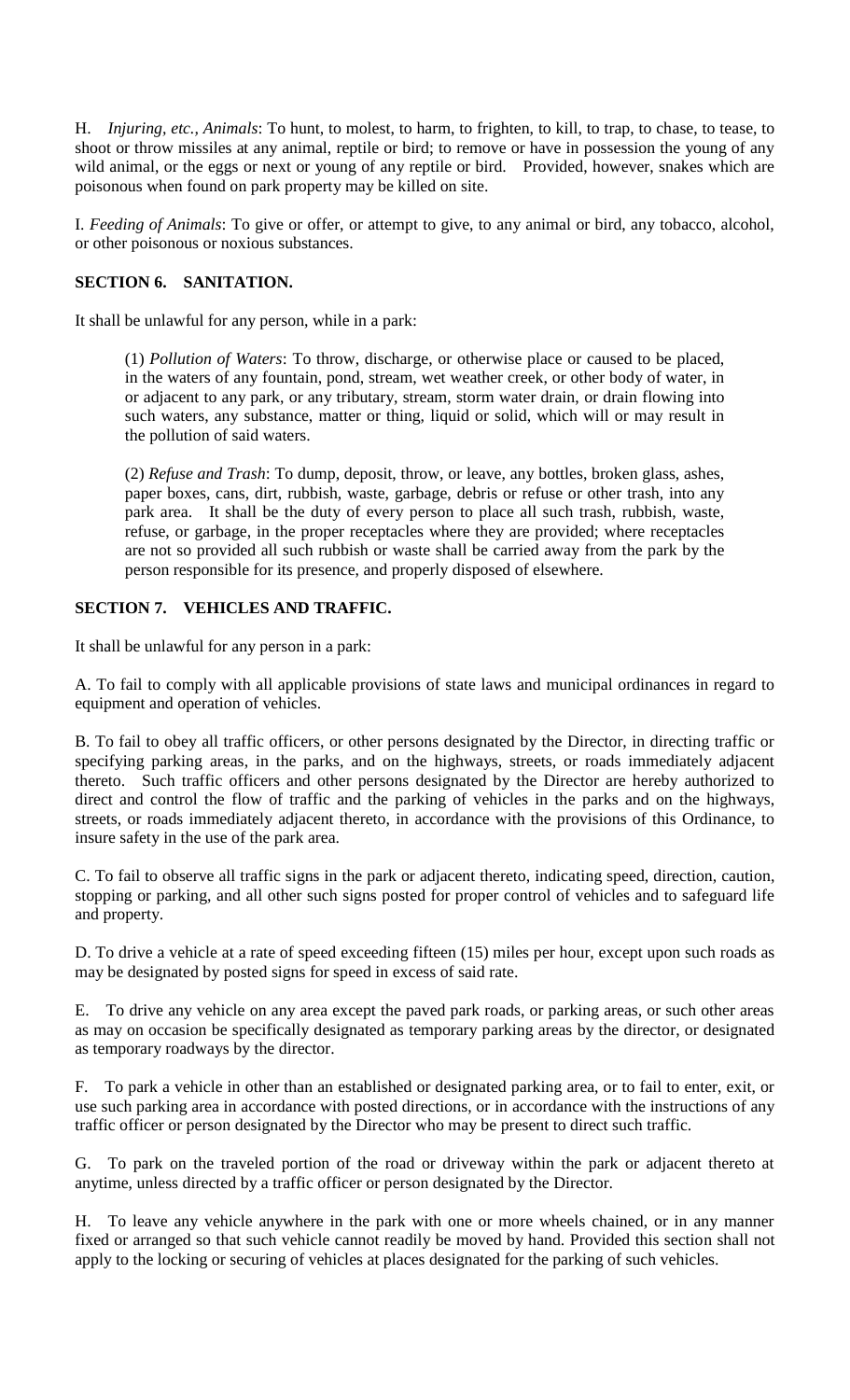H. *Injuring, etc., Animals*: To hunt, to molest, to harm, to frighten, to kill, to trap, to chase, to tease, to shoot or throw missiles at any animal, reptile or bird; to remove or have in possession the young of any wild animal, or the eggs or next or young of any reptile or bird. Provided, however, snakes which are poisonous when found on park property may be killed on site.

I. *Feeding of Animals*: To give or offer, or attempt to give, to any animal or bird, any tobacco, alcohol, or other poisonous or noxious substances.

## SECTION 6. SANITATION.

It shall be unlawful for any person, while in a park:

(1) *Pollution of Waters*: To throw, discharge, or otherwise place or caused to be placed, in the waters of any fountain, pond, stream, wet weather creek, or other body of water, in or adjacent to any park, or any tributary, stream, storm water drain, or drain flowing into such waters, any substance, matter or thing, liquid or solid, which will or may result in the pollution of said waters.

(2) *Refuse and Trash*: To dump, deposit, throw, or leave, any bottles, broken glass, ashes, paper boxes, cans, dirt, rubbish, waste, garbage, debris or refuse or other trash, into any park area. It shall be the duty of every person to place all such trash, rubbish, waste, refuse, or garbage, in the proper receptacles where they are provided; where receptacles are not so provided all such rubbish or waste shall be carried away from the park by the person responsible for its presence, and properly disposed of elsewhere.

## SECTION 7. VEHICLES AND TRAFFIC.

It shall be unlawful for any person in a park:

A. To fail to comply with all applicable provisions of state laws and municipal ordinances in regard to equipment and operation of vehicles.

B. To fail to obey all traffic officers, or other persons designated by the Director, in directing traffic or specifying parking areas, in the parks, and on the highways, streets, or roads immediately adjacent thereto. Such traffic officers and other persons designated by the Director are hereby authorized to direct and control the flow of traffic and the parking of vehicles in the parks and on the highways, streets, or roads immediately adjacent thereto, in accordance with the provisions of this Ordinance, to insure safety in the use of the park area.

C. To fail to observe all traffic signs in the park or adjacent thereto, indicating speed, direction, caution, stopping or parking, and all other such signs posted for proper control of vehicles and to safeguard life and property.

D. To drive a vehicle at a rate of speed exceeding fifteen (15) miles per hour, except upon such roads as may be designated by posted signs for speed in excess of said rate.

E. To drive any vehicle on any area except the paved park roads, or parking areas, or such other areas as may on occasion be specifically designated as temporary parking areas by the director, or designated as temporary roadways by the director.

F. To park a vehicle in other than an established or designated parking area, or to fail to enter, exit, or use such parking area in accordance with posted directions, or in accordance with the instructions of any traffic officer or person designated by the Director who may be present to direct such traffic.

G. To park on the traveled portion of the road or driveway within the park or adjacent thereto at anytime, unless directed by a traffic officer or person designated by the Director.

H. To leave any vehicle anywhere in the park with one or more wheels chained, or in any manner fixed or arranged so that such vehicle cannot readily be moved by hand. Provided this section shall not apply to the locking or securing of vehicles at places designated for the parking of such vehicles.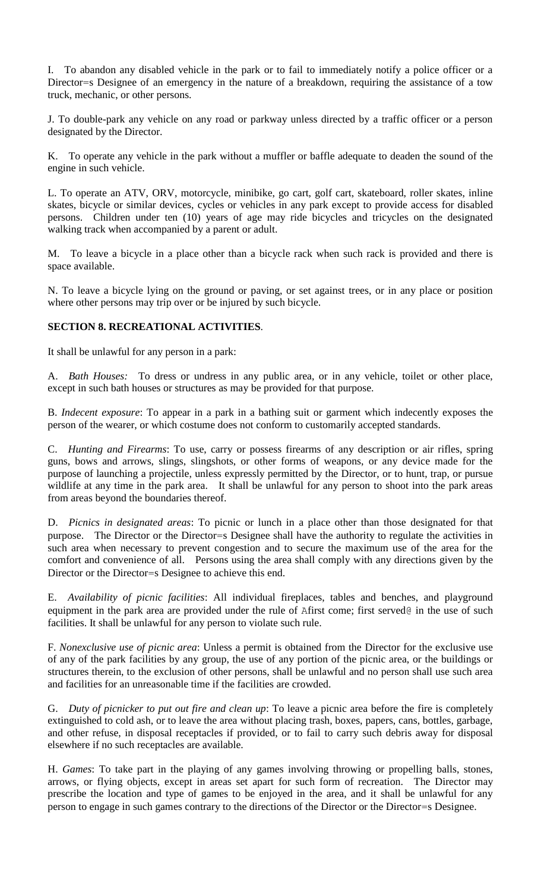I. To abandon any disabled vehicle in the park or to fail to immediately notify a police officer or a Director=s Designee of an emergency in the nature of a breakdown, requiring the assistance of a tow truck, mechanic, or other persons.

J. To double-park any vehicle on any road or parkway unless directed by a traffic officer or a person designated by the Director.

K. To operate any vehicle in the park without a muffler or baffle adequate to deaden the sound of the engine in such vehicle.

L. To operate an ATV, ORV, motorcycle, minibike, go cart, golf cart, skateboard, roller skates, inline skates, bicycle or similar devices, cycles or vehicles in any park except to provide access for disabled persons. Children under ten (10) years of age may ride bicycles and tricycles on the designated walking track when accompanied by a parent or adult.

M. To leave a bicycle in a place other than a bicycle rack when such rack is provided and there is space available.

N. To leave a bicycle lying on the ground or paving, or set against trees, or in any place or position where other persons may trip over or be injured by such bicycle.

**SECTION 8. RECREATIONAL ACTIVITIES**.

It shall be unlawful for any person in a park:

A. *Bath Houses:* To dress or undress in any public area, or in any vehicle, toilet or other place, except in such bath houses or structures as may be provided for that purpose.

B. *Indecent exposure*: To appear in a park in a bathing suit or garment which indecently exposes the person of the wearer, or which costume does not conform to customarily accepted standards.

C. *Hunting and Firearms*: To use, carry or possess firearms of any description or air rifles, spring guns, bows and arrows, slings, slingshots, or other forms of weapons, or any device made for the purpose of launching a projectile, unless expressly permitted by the Director, or to hunt, trap, or pursue wildlife at any time in the park area. It shall be unlawful for any person to shoot into the park areas from areas beyond the boundaries thereof.

D. *Picnics in designated areas*: To picnic or lunch in a place other than those designated for that purpose. The Director or the Director=s Designee shall have the authority to regulate the activities in such area when necessary to prevent congestion and to secure the maximum use of the area for the comfort and convenience of all. Persons using the area shall comply with any directions given by the Director or the Director=s Designee to achieve this end.

E. *Availability of picnic facilities*: All individual fireplaces, tables and benches, and playground equipment in the park area are provided under the rule of Afirst come; first served@ in the use of such facilities. It shall be unlawful for any person to violate such rule.

F. *Nonexclusive use of picnic area*: Unless a permit is obtained from the Director for the exclusive use of any of the park facilities by any group, the use of any portion of the picnic area, or the buildings or structures therein, to the exclusion of other persons, shall be unlawful and no person shall use such area and facilities for an unreasonable time if the facilities are crowded.

G. *Duty of picnicker to put out fire and clean up*: To leave a picnic area before the fire is completely extinguished to cold ash, or to leave the area without placing trash, boxes, papers, cans, bottles, garbage, and other refuse, in disposal receptacles if provided, or to fail to carry such debris away for disposal elsewhere if no such receptacles are available.

H. *Games*: To take part in the playing of any games involving throwing or propelling balls, stones, arrows, or flying objects, except in areas set apart for such form of recreation. The Director may prescribe the location and type of games to be enjoyed in the area, and it shall be unlawful for any person to engage in such games contrary to the directions of the Director or the Director=s Designee.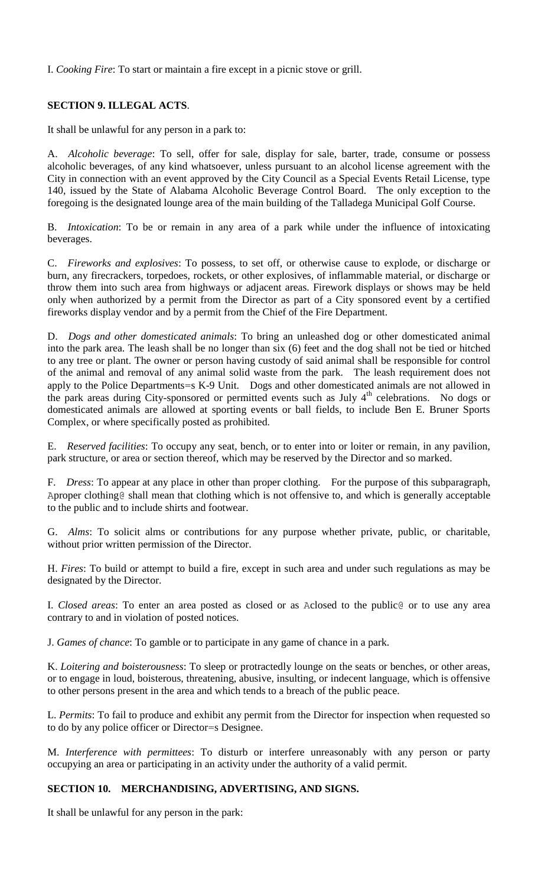I. *Cooking Fire*: To start or maintain a fire except in a picnic stove or grill.

## SECTION 9. ILLEGAL ACTS.

It shall be unlawful for any person in a park to:

A. *Alcoholic beverage*: To sell, offer for sale, display for sale, barter, trade, consume or possess alcoholic beverages, of any kind whatsoever, unless pursuant to an alcohol license agreement with the City in connection with an event approved by the City Council as a Special Events Retail License, type 140, issued by the State of Alabama Alcoholic Beverage Control Board. The only exception to the foregoing is the designated lounge area of the main building of the Talladega Municipal Golf Course.

B. *Intoxication*: To be or remain in any area of a park while under the influence of intoxicating beverages.

C. *Fireworks and explosives*: To possess, to set off, or otherwise cause to explode, or discharge or burn, any firecrackers, torpedoes, rockets, or other explosives, of inflammable material, or discharge or throw them into such area from highways or adjacent areas. Firework displays or shows may be held only when authorized by a permit from the Director as part of a City sponsored event by a certified fireworks display vendor and by a permit from the Chief of the Fire Department.

D. *Dogs and other domesticated animals*: To bring an unleashed dog or other domesticated animal into the park area. The leash shall be no longer than six (6) feet and the dog shall not be tied or hitched to any tree or plant. The owner or person having custody of said animal shall be responsible for control of the animal and removal of any animal solid waste from the park. The leash requirement does not apply to the Police Departments=s K-9 Unit. Dogs and other domesticated animals are not allowed in the park areas during City-sponsored or permitted events such as July 4th celebrations. No dogs or domesticated animals are allowed at sporting events or ball fields, to include Ben E. Bruner Sports Complex, or where specifically posted as prohibited.

E. *Reserved facilities*: To occupy any seat, bench, or to enter into or loiter or remain, in any pavilion, park structure, or area or section thereof, which may be reserved by the Director and so marked.

F. *Dress*: To appear at any place in other than proper clothing. For the purpose of this subparagraph, Aproper clothing@ shall mean that clothing which is not offensive to, and which is generally acceptable to the public and to include shirts and footwear.

G. *Alms*: To solicit alms or contributions for any purpose whether private, public, or charitable, without prior written permission of the Director.

H. *Fires*: To build or attempt to build a fire, except in such area and under such regulations as may be designated by the Director.

I. *Closed areas*: To enter an area posted as closed or as Aclosed to the public@ or to use any area contrary to and in violation of posted notices.

J. *Games of chance*: To gamble or to participate in any game of chance in a park.

K. *Loitering and boisterousness*: To sleep or protractedly lounge on the seats or benches, or other areas, or to engage in loud, boisterous, threatening, abusive, insulting, or indecent language, which is offensive to other persons present in the area and which tends to a breach of the public peace.

L. *Permits*: To fail to produce and exhibit any permit from the Director for inspection when requested so to do by any police officer or Director=s Designee.

M. *Interference with permittees*: To disturb or interfere unreasonably with any person or party occupying an area or participating in an activity under the authority of a valid permit.

## SECTION 10. MERCHANDISING, ADVERTISING, AND SIGNS.

It shall be unlawful for any person in the park: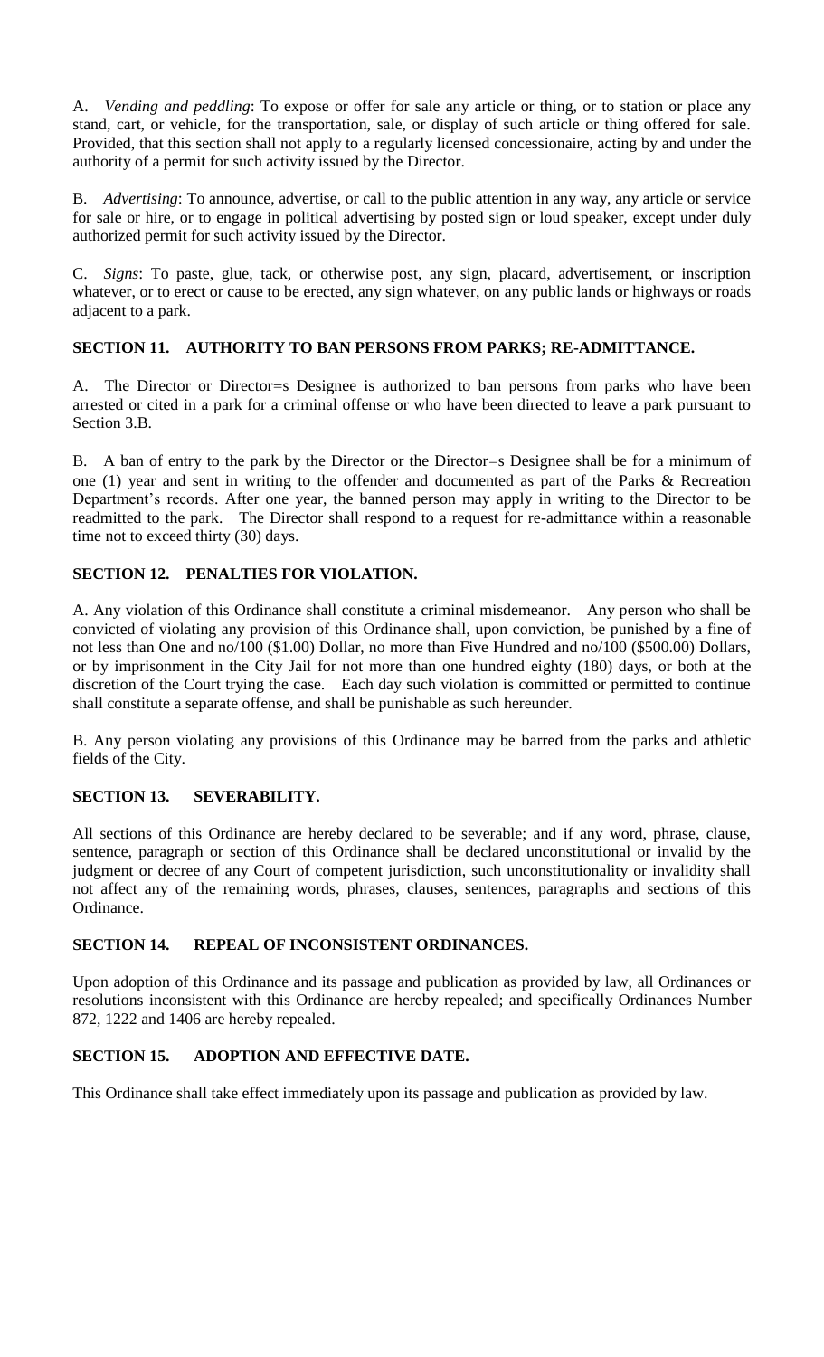A. *Vending and peddling*: To expose or offer for sale any article or thing, or to station or place any stand, cart, or vehicle, for the transportation, sale, or display of such article or thing offered for sale. Provided, that this section shall not apply to a regularly licensed concessionaire, acting by and under the authority of a permit for such activity issued by the Director.

B. *Advertising*: To announce, advertise, or call to the public attention in any way, any article or service for sale or hire, or to engage in political advertising by posted sign or loud speaker, except under duly authorized permit for such activity issued by the Director.

C. *Signs*: To paste, glue, tack, or otherwise post, any sign, placard, advertisement, or inscription whatever, or to erect or cause to be erected, any sign whatever, on any public lands or highways or roads adjacent to a park.

**SECTION 11. AUTHORITY TO BAN PERSONS FROM PARKS; RE-ADMITTANCE.**

A. The Director or Director=s Designee is authorized to ban persons from parks who have been arrested or cited in a park for a criminal offense or who have been directed to leave a park pursuant to Section 3.B.

B. A ban of entry to the park by the Director or the Director=s Designee shall be for a minimum of one (1) year and sent in writing to the offender and documented as part of the Parks & Recreation Department's records. After one year, the banned person may apply in writing to the Director to be readmitted to the park. The Director shall respond to a request for re-admittance within a reasonable time not to exceed thirty (30) days.

**SECTION 12. PENALTIES FOR VIOLATION.**

A. Any violation of this Ordinance shall constitute a criminal misdemeanor. Any person who shall be convicted of violating any provision of this Ordinance shall, upon conviction, be punished by a fine of not less than One and no/100 ($1.00) Dollar, no more than Five Hundred and no/100 ($500.00) Dollars, or by imprisonment in the City Jail for not more than one hundred eighty (180) days, or both at the discretion of the Court trying the case. Each day such violation is committed or permitted to continue shall constitute a separate offense, and shall be punishable as such hereunder.

B. Any person violating any provisions of this Ordinance may be barred from the parks and athletic fields of the City.

**SECTION 13. SEVERABILITY.**

All sections of this Ordinance are hereby declared to be severable; and if any word, phrase, clause, sentence, paragraph or section of this Ordinance shall be declared unconstitutional or invalid by the judgment or decree of any Court of competent jurisdiction, such unconstitutionality or invalidity shall not affect any of the remaining words, phrases, clauses, sentences, paragraphs and sections of this Ordinance.

**SECTION 14. REPEAL OF INCONSISTENT ORDINANCES.**

Upon adoption of this Ordinance and its passage and publication as provided by law, all Ordinances or resolutions inconsistent with this Ordinance are hereby repealed; and specifically Ordinances Number 872, 1222 and 1406 are hereby repealed.

**SECTION 15. ADOPTION AND EFFECTIVE DATE.**

This Ordinance shall take effect immediately upon its passage and publication as provided by law.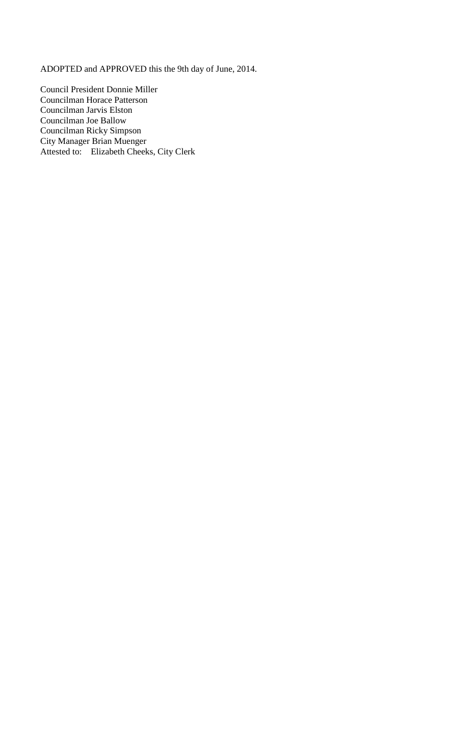ADOPTED and APPROVED this the 9th day of June, 2014.

Council President Donnie Miller
Councilman Horace Patterson
Councilman Jarvis Elston
Councilman Joe Ballow
Councilman Ricky Simpson
City Manager Brian Muenger
Attested to: Elizabeth Cheeks, City Clerk